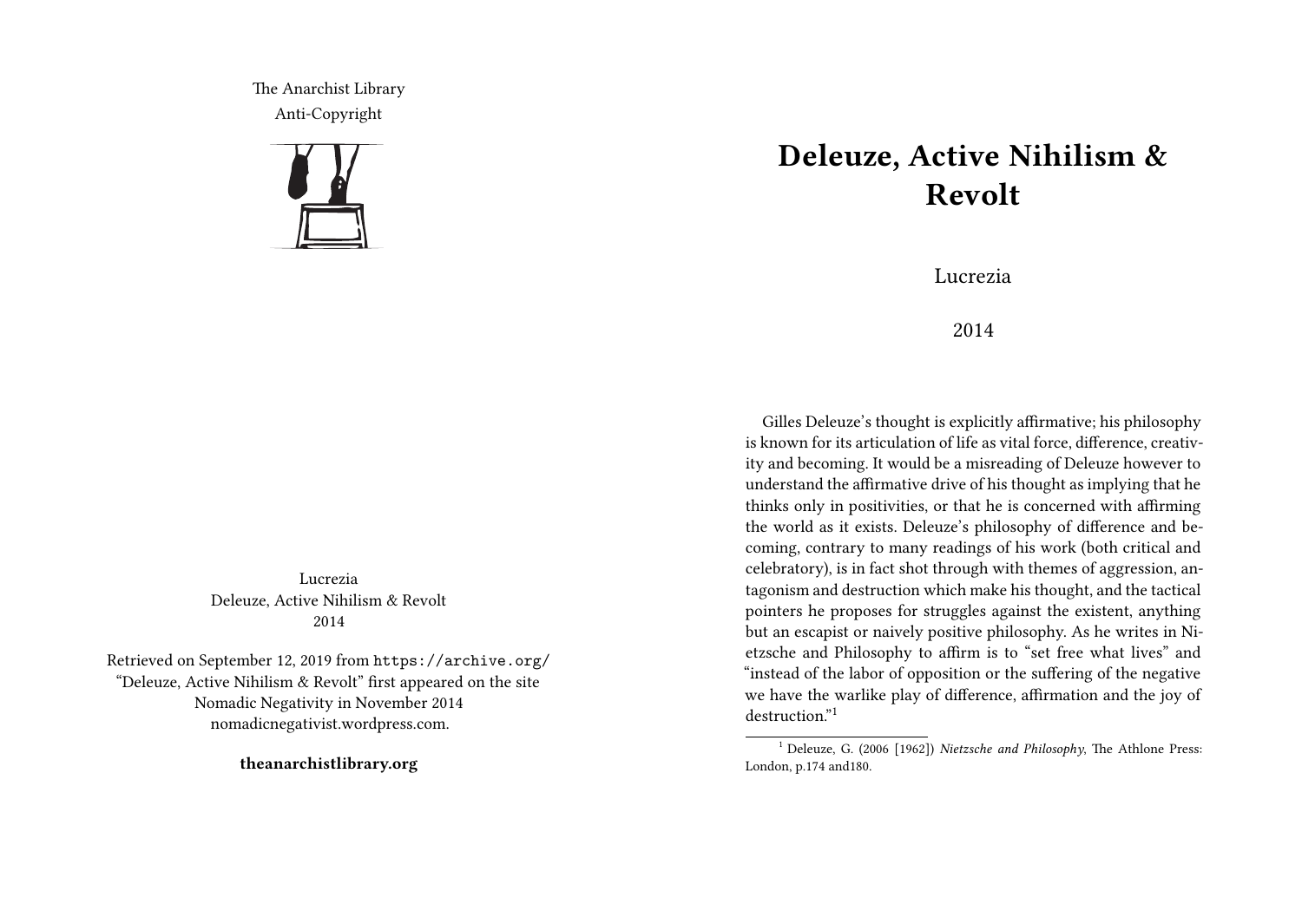The Anarchist Library
Anti-Copyright

Lucrezia
Deleuze, Active Nihilism & Revolt
2014

Retrieved on September 12, 2019 from https://archive.org/
"Deleuze, Active Nihilism & Revolt" first appeared on the site Nomadic Negativity in November 2014
nomadicnegativist.wordpress.com.

**theanarchistlibrary.org**

# Deleuze, Active Nihilism & Revolt

Lucrezia

2014

Gilles Deleuze's thought is explicitly affirmative; his philosophy is known for its articulation of life as vital force, difference, creativity and becoming. It would be a misreading of Deleuze however to understand the affirmative drive of his thought as implying that he thinks only in positivities, or that he is concerned with affirming the world as it exists. Deleuze's philosophy of difference and becoming, contrary to many readings of his work (both critical and celebratory), is in fact shot through with themes of aggression, antagonism and destruction which make his thought, and the tactical pointers he proposes for struggles against the existent, anything but an escapist or naively positive philosophy. As he writes in Nietzsche and Philosophy to affirm is to "set free what lives" and "instead of the labor of opposition or the suffering of the negative we have the warlike play of difference, affirmation and the joy of destruction."[1]

[1] Deleuze, G. (2006 [1962]) *Nietzsche and Philosophy*, The Athlone Press: London, p.174 and180.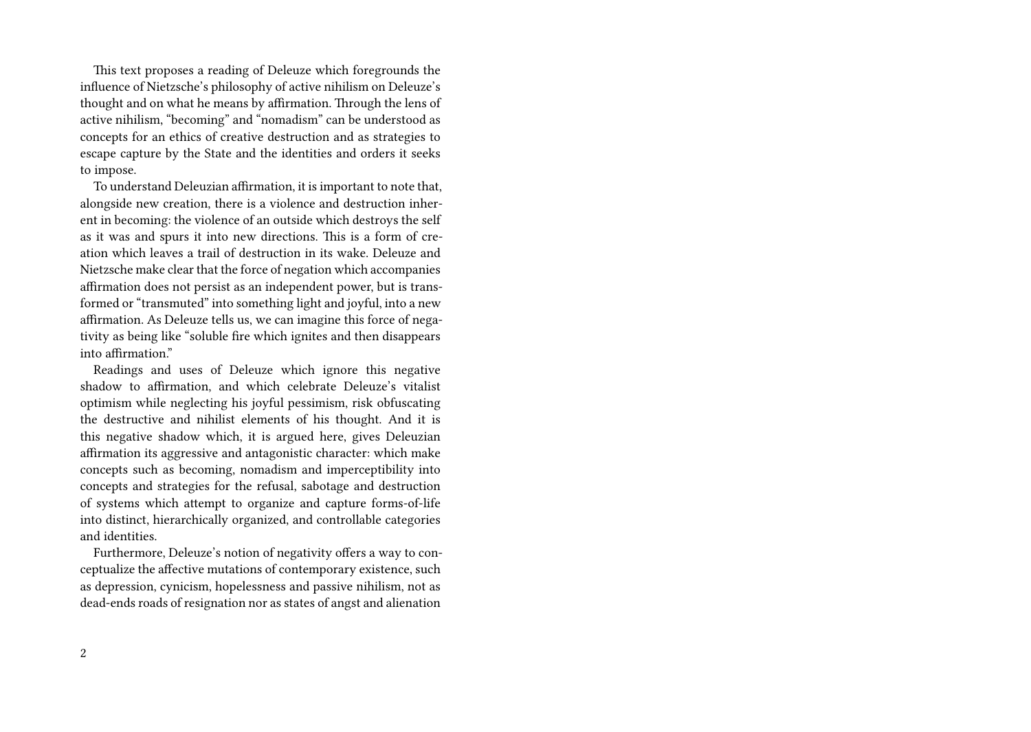This text proposes a reading of Deleuze which foregrounds the influence of Nietzsche's philosophy of active nihilism on Deleuze's thought and on what he means by affirmation. Through the lens of active nihilism, "becoming" and "nomadism" can be understood as concepts for an ethics of creative destruction and as strategies to escape capture by the State and the identities and orders it seeks to impose.

To understand Deleuzian affirmation, it is important to note that, alongside new creation, there is a violence and destruction inherent in becoming: the violence of an outside which destroys the self as it was and spurs it into new directions. This is a form of creation which leaves a trail of destruction in its wake. Deleuze and Nietzsche make clear that the force of negation which accompanies affirmation does not persist as an independent power, but is transformed or "transmuted" into something light and joyful, into a new affirmation. As Deleuze tells us, we can imagine this force of negativity as being like "soluble fire which ignites and then disappears into affirmation."

Readings and uses of Deleuze which ignore this negative shadow to affirmation, and which celebrate Deleuze's vitalist optimism while neglecting his joyful pessimism, risk obfuscating the destructive and nihilist elements of his thought. And it is this negative shadow which, it is argued here, gives Deleuzian affirmation its aggressive and antagonistic character: which make concepts such as becoming, nomadism and imperceptibility into concepts and strategies for the refusal, sabotage and destruction of systems which attempt to organize and capture forms-of-life into distinct, hierarchically organized, and controllable categories and identities.

Furthermore, Deleuze's notion of negativity offers a way to conceptualize the affective mutations of contemporary existence, such as depression, cynicism, hopelessness and passive nihilism, not as dead-ends roads of resignation nor as states of angst and alienation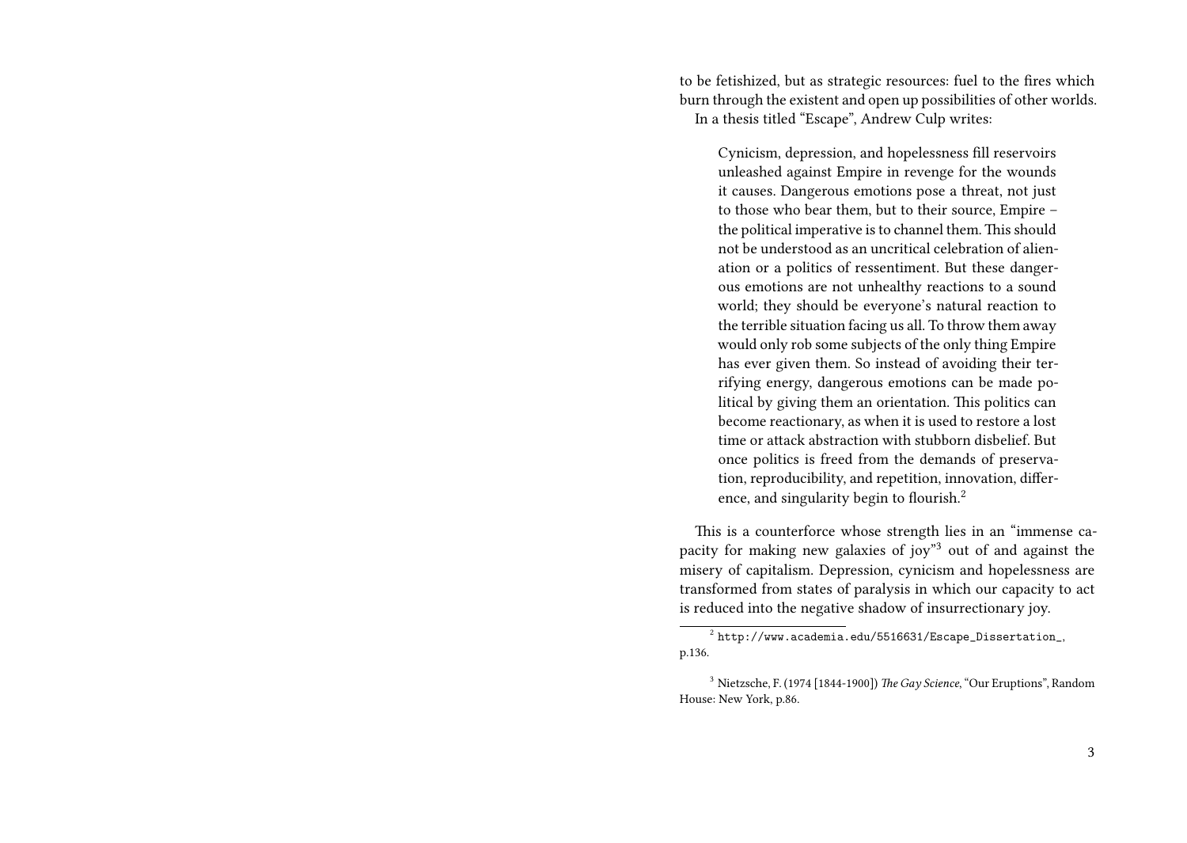to be fetishized, but as strategic resources: fuel to the fires which burn through the existent and open up possibilities of other worlds.

In a thesis titled "Escape", Andrew Culp writes:

> Cynicism, depression, and hopelessness fill reservoirs unleashed against Empire in revenge for the wounds it causes. Dangerous emotions pose a threat, not just to those who bear them, but to their source, Empire – the political imperative is to channel them. This should not be understood as an uncritical celebration of alienation or a politics of ressentiment. But these dangerous emotions are not unhealthy reactions to a sound world; they should be everyone's natural reaction to the terrible situation facing us all. To throw them away would only rob some subjects of the only thing Empire has ever given them. So instead of avoiding their terrifying energy, dangerous emotions can be made political by giving them an orientation. This politics can become reactionary, as when it is used to restore a lost time or attack abstraction with stubborn disbelief. But once politics is freed from the demands of preservation, reproducibility, and repetition, innovation, difference, and singularity begin to flourish.[2]

This is a counterforce whose strength lies in an "immense capacity for making new galaxies of joy"[3] out of and against the misery of capitalism. Depression, cynicism and hopelessness are transformed from states of paralysis in which our capacity to act is reduced into the negative shadow of insurrectionary joy.

---

[2] `http://www.academia.edu/5516631/Escape_Dissertation_`, p.136.

[3] Nietzsche, F. (1974 [1844-1900]) *The Gay Science*, "Our Eruptions", Random House: New York, p.86.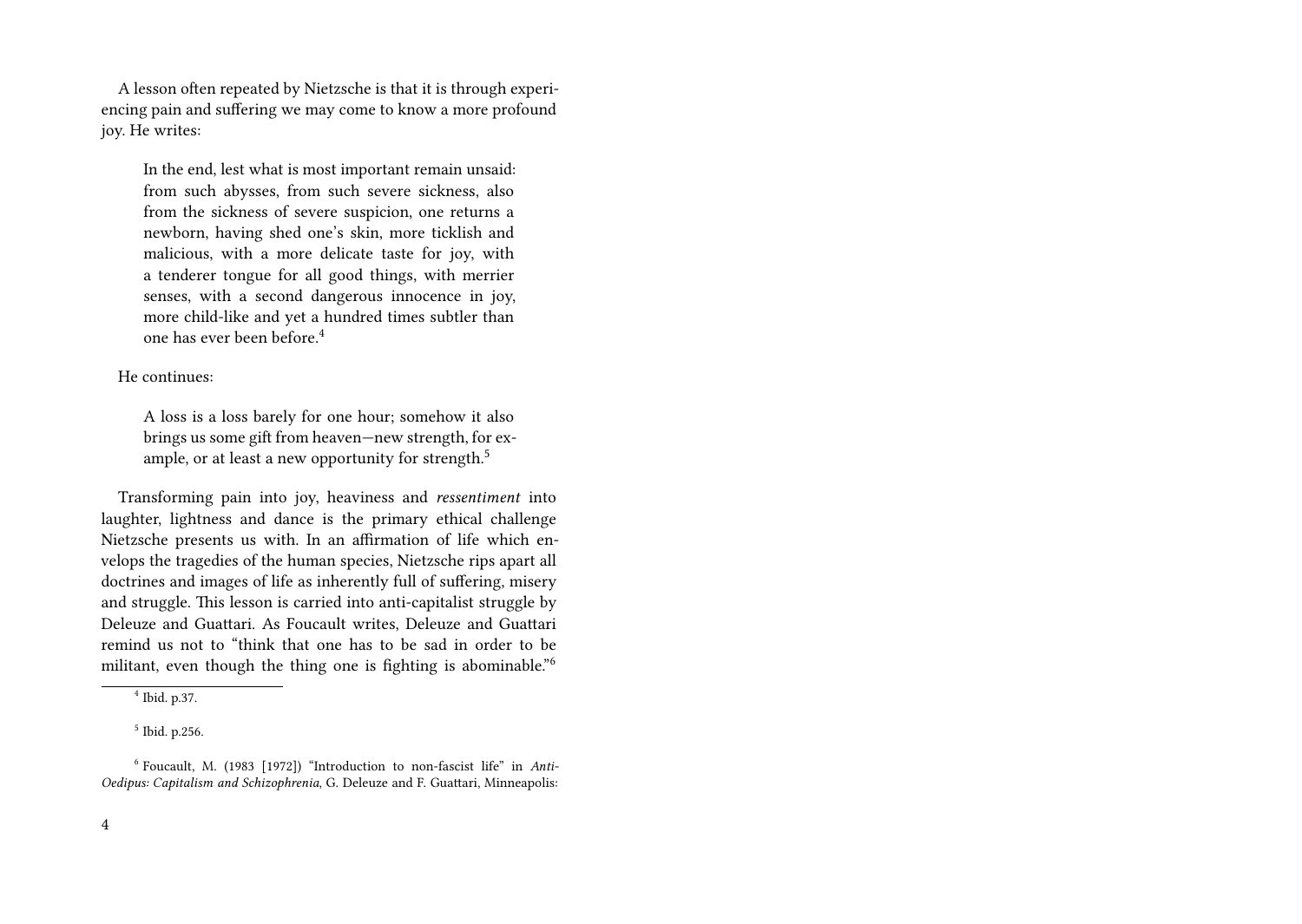A lesson often repeated by Nietzsche is that it is through experiencing pain and suffering we may come to know a more profound joy. He writes:

> In the end, lest what is most important remain unsaid: from such abysses, from such severe sickness, also from the sickness of severe suspicion, one returns a newborn, having shed one's skin, more ticklish and malicious, with a more delicate taste for joy, with a tenderer tongue for all good things, with merrier senses, with a second dangerous innocence in joy, more child-like and yet a hundred times subtler than one has ever been before.[4]

He continues:

> A loss is a loss barely for one hour; somehow it also brings us some gift from heaven—new strength, for example, or at least a new opportunity for strength.[5]

Transforming pain into joy, heaviness and *ressentiment* into laughter, lightness and dance is the primary ethical challenge Nietzsche presents us with. In an affirmation of life which envelops the tragedies of the human species, Nietzsche rips apart all doctrines and images of life as inherently full of suffering, misery and struggle. This lesson is carried into anti-capitalist struggle by Deleuze and Guattari. As Foucault writes, Deleuze and Guattari remind us not to "think that one has to be sad in order to be militant, even though the thing one is fighting is abominable."[6]

---

[4] Ibid. p.37.

[5] Ibid. p.256.

[6] Foucault, M. (1983 [1972]) "Introduction to non-fascist life" in *Anti-Oedipus: Capitalism and Schizophrenia*, G. Deleuze and F. Guattari, Minneapolis: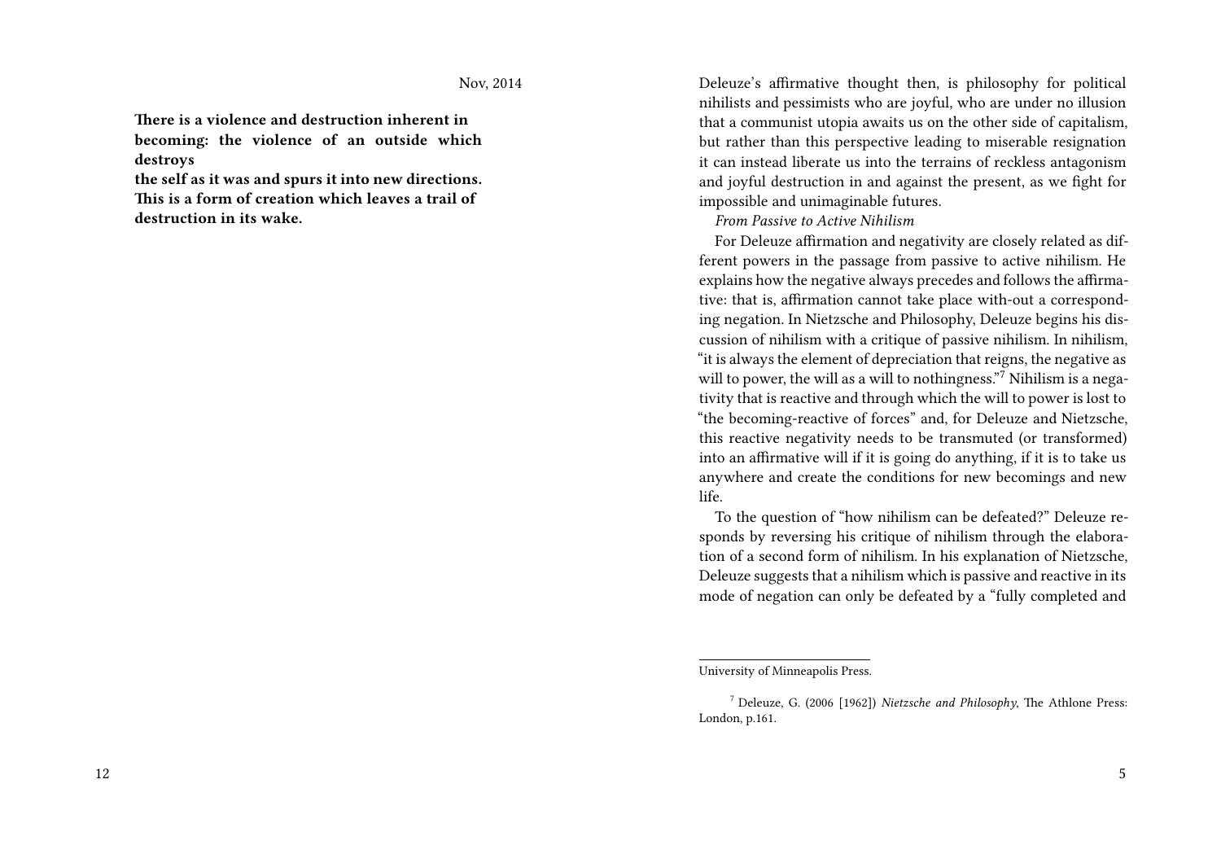Nov, 2014

**There is a violence and destruction inherent in becoming: the violence of an outside which destroys the self as it was and spurs it into new directions. This is a form of creation which leaves a trail of destruction in its wake.**

Deleuze's affirmative thought then, is philosophy for political nihilists and pessimists who are joyful, who are under no illusion that a communist utopia awaits us on the other side of capitalism, but rather than this perspective leading to miserable resignation it can instead liberate us into the terrains of reckless antagonism and joyful destruction in and against the present, as we fight for impossible and unimaginable futures.

*From Passive to Active Nihilism*

For Deleuze affirmation and negativity are closely related as different powers in the passage from passive to active nihilism. He explains how the negative always precedes and follows the affirmative: that is, affirmation cannot take place with-out a corresponding negation. In Nietzsche and Philosophy, Deleuze begins his discussion of nihilism with a critique of passive nihilism. In nihilism, "it is always the element of depreciation that reigns, the negative as will to power, the will as a will to nothingness."[7] Nihilism is a negativity that is reactive and through which the will to power is lost to "the becoming-reactive of forces" and, for Deleuze and Nietzsche, this reactive negativity needs to be transmuted (or transformed) into an affirmative will if it is going do anything, if it is to take us anywhere and create the conditions for new becomings and new life.

To the question of "how nihilism can be defeated?" Deleuze responds by reversing his critique of nihilism through the elaboration of a second form of nihilism. In his explanation of Nietzsche, Deleuze suggests that a nihilism which is passive and reactive in its mode of negation can only be defeated by a "fully completed and

---

University of Minneapolis Press.

[7] Deleuze, G. (2006 [1962]) *Nietzsche and Philosophy*, The Athlone Press: London, p.161.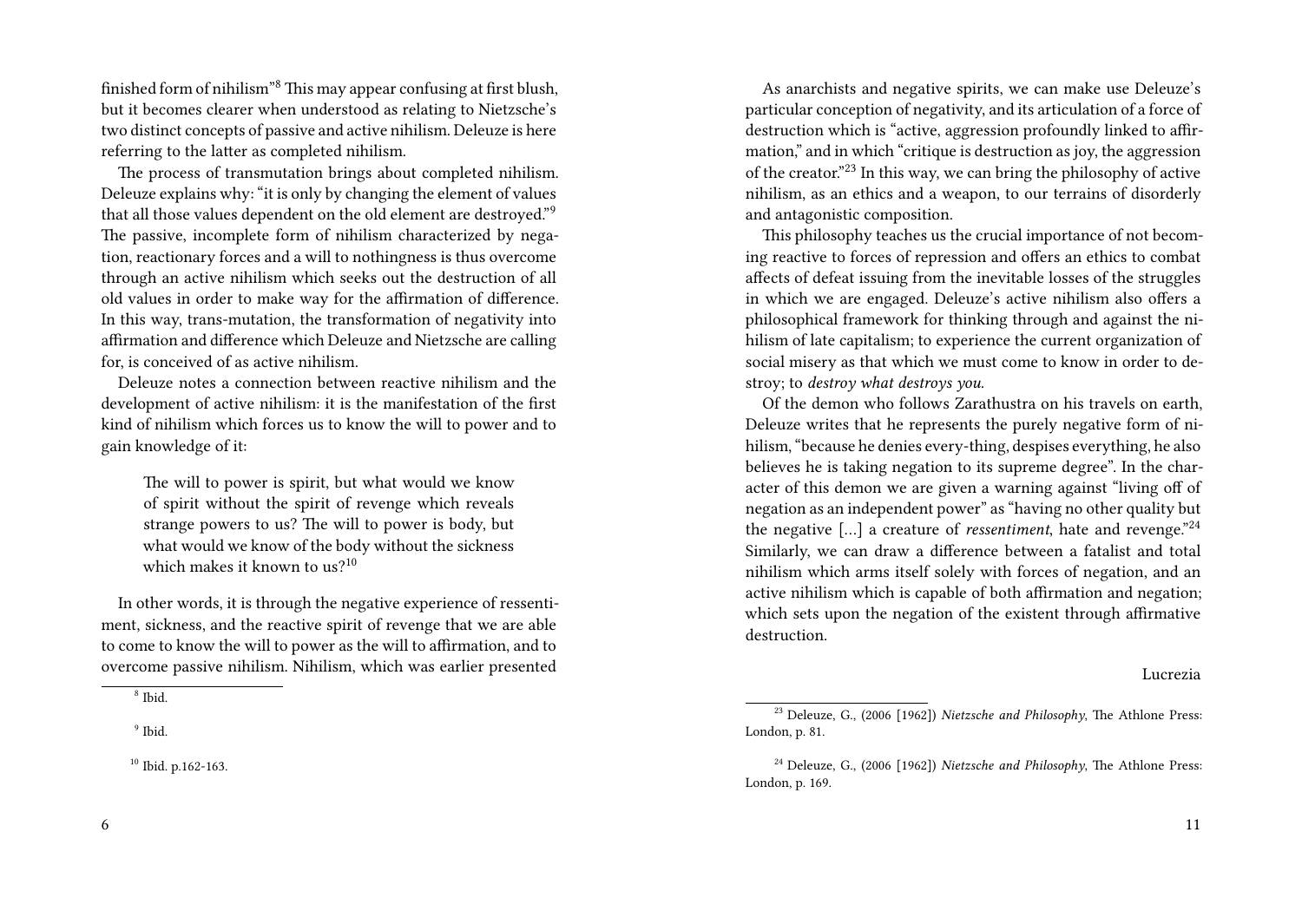finished form of nihilism"[8] This may appear confusing at first blush, but it becomes clearer when understood as relating to Nietzsche's two distinct concepts of passive and active nihilism. Deleuze is here referring to the latter as completed nihilism.

The process of transmutation brings about completed nihilism. Deleuze explains why: "it is only by changing the element of values that all those values dependent on the old element are destroyed."[9] The passive, incomplete form of nihilism characterized by negation, reactionary forces and a will to nothingness is thus overcome through an active nihilism which seeks out the destruction of all old values in order to make way for the affirmation of difference. In this way, trans-mutation, the transformation of negativity into affirmation and difference which Deleuze and Nietzsche are calling for, is conceived of as active nihilism.

Deleuze notes a connection between reactive nihilism and the development of active nihilism: it is the manifestation of the first kind of nihilism which forces us to know the will to power and to gain knowledge of it:

> The will to power is spirit, but what would we know of spirit without the spirit of revenge which reveals strange powers to us? The will to power is body, but what would we know of the body without the sickness which makes it known to us?[10]

In other words, it is through the negative experience of ressentiment, sickness, and the reactive spirit of revenge that we are able to come to know the will to power as the will to affirmation, and to overcome passive nihilism. Nihilism, which was earlier presented

[8] Ibid.

[9] Ibid.

[10] Ibid. p.162-163.

As anarchists and negative spirits, we can make use Deleuze's particular conception of negativity, and its articulation of a force of destruction which is "active, aggression profoundly linked to affirmation," and in which "critique is destruction as joy, the aggression of the creator."[23] In this way, we can bring the philosophy of active nihilism, as an ethics and a weapon, to our terrains of disorderly and antagonistic composition.

This philosophy teaches us the crucial importance of not becoming reactive to forces of repression and offers an ethics to combat affects of defeat issuing from the inevitable losses of the struggles in which we are engaged. Deleuze's active nihilism also offers a philosophical framework for thinking through and against the nihilism of late capitalism; to experience the current organization of social misery as that which we must come to know in order to destroy; to *destroy what destroys you*.

Of the demon who follows Zarathustra on his travels on earth, Deleuze writes that he represents the purely negative form of nihilism, "because he denies every-thing, despises everything, he also believes he is taking negation to its supreme degree". In the character of this demon we are given a warning against "living off of negation as an independent power" as "having no other quality but the negative [...] a creature of *ressentiment*, hate and revenge."[24] Similarly, we can draw a difference between a fatalist and total nihilism which arms itself solely with forces of negation, and an active nihilism which is capable of both affirmation and negation; which sets upon the negation of the existent through affirmative destruction.

Lucrezia

[23] Deleuze, G., (2006 [1962]) *Nietzsche and Philosophy*, The Athlone Press: London, p. 81.

[24] Deleuze, G., (2006 [1962]) *Nietzsche and Philosophy*, The Athlone Press: London, p. 169.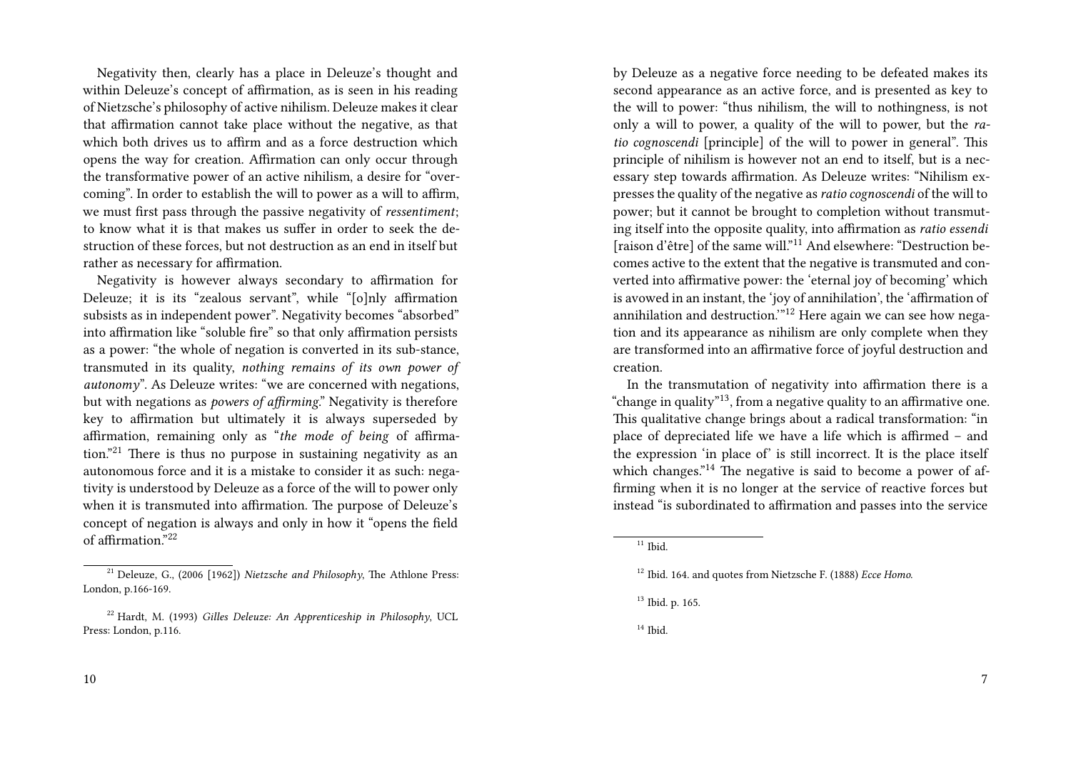Negativity then, clearly has a place in Deleuze's thought and within Deleuze's concept of affirmation, as is seen in his reading of Nietzsche's philosophy of active nihilism. Deleuze makes it clear that affirmation cannot take place without the negative, as that which both drives us to affirm and as a force destruction which opens the way for creation. Affirmation can only occur through the transformative power of an active nihilism, a desire for "overcoming". In order to establish the will to power as a will to affirm, we must first pass through the passive negativity of *ressentiment*; to know what it is that makes us suffer in order to seek the destruction of these forces, but not destruction as an end in itself but rather as necessary for affirmation.

Negativity is however always secondary to affirmation for Deleuze; it is its "zealous servant", while "[o]nly affirmation subsists as in independent power". Negativity becomes "absorbed" into affirmation like "soluble fire" so that only affirmation persists as a power: "the whole of negation is converted in its sub-stance, transmuted in its quality, *nothing remains of its own power of autonomy*". As Deleuze writes: "we are concerned with negations, but with negations as *powers of affirming*." Negativity is therefore key to affirmation but ultimately it is always superseded by affirmation, remaining only as "*the mode of being* of affirmation."[21] There is thus no purpose in sustaining negativity as an autonomous force and it is a mistake to consider it as such: negativity is understood by Deleuze as a force of the will to power only when it is transmuted into affirmation. The purpose of Deleuze's concept of negation is always and only in how it "opens the field of affirmation."[22]

[21] Deleuze, G., (2006 [1962]) *Nietzsche and Philosophy*, The Athlone Press: London, p.166-169.

[22] Hardt, M. (1993) *Gilles Deleuze: An Apprenticeship in Philosophy*, UCL Press: London, p.116.

by Deleuze as a negative force needing to be defeated makes its second appearance as an active force, and is presented as key to the will to power: "thus nihilism, the will to nothingness, is not only a will to power, a quality of the will to power, but the *ratio cognoscendi* [principle] of the will to power in general". This principle of nihilism is however not an end to itself, but is a necessary step towards affirmation. As Deleuze writes: "Nihilism expresses the quality of the negative as *ratio cognoscendi* of the will to power; but it cannot be brought to completion without transmuting itself into the opposite quality, into affirmation as *ratio essendi* [raison d'être] of the same will."[11] And elsewhere: "Destruction becomes active to the extent that the negative is transmuted and converted into affirmative power: the 'eternal joy of becoming' which is avowed in an instant, the 'joy of annihilation', the 'affirmation of annihilation and destruction.'"[12] Here again we can see how negation and its appearance as nihilism are only complete when they are transformed into an affirmative force of joyful destruction and creation.

In the transmutation of negativity into affirmation there is a "change in quality"[13], from a negative quality to an affirmative one. This qualitative change brings about a radical transformation: "in place of depreciated life we have a life which is affirmed – and the expression 'in place of' is still incorrect. It is the place itself which changes."[14] The negative is said to become a power of affirming when it is no longer at the service of reactive forces but instead "is subordinated to affirmation and passes into the service

[11] Ibid.

[12] Ibid. 164. and quotes from Nietzsche F. (1888) *Ecce Homo*.

[13] Ibid. p. 165.

[14] Ibid.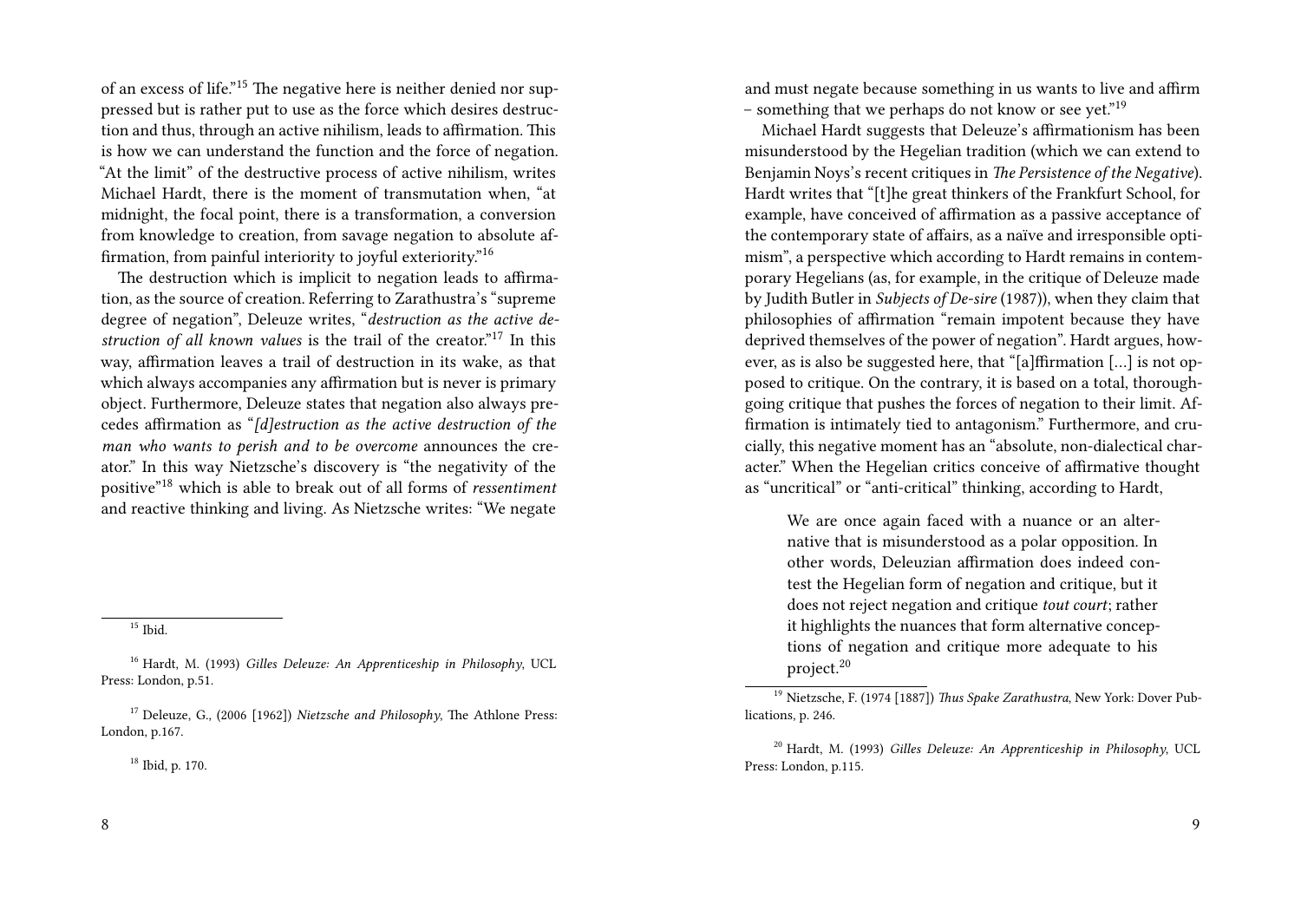of an excess of life."[15] The negative here is neither denied nor suppressed but is rather put to use as the force which desires destruction and thus, through an active nihilism, leads to affirmation. This is how we can understand the function and the force of negation. "At the limit" of the destructive process of active nihilism, writes Michael Hardt, there is the moment of transmutation when, "at midnight, the focal point, there is a transformation, a conversion from knowledge to creation, from savage negation to absolute affirmation, from painful interiority to joyful exteriority."[16]

The destruction which is implicit to negation leads to affirmation, as the source of creation. Referring to Zarathustra's "supreme degree of negation", Deleuze writes, "*destruction as the active destruction of all known values* is the trail of the creator."[17] In this way, affirmation leaves a trail of destruction in its wake, as that which always accompanies any affirmation but is never is primary object. Furthermore, Deleuze states that negation also always precedes affirmation as "*[d]estruction as the active destruction of the man who wants to perish and to be overcome* announces the creator." In this way Nietzsche's discovery is "the negativity of the positive"[18] which is able to break out of all forms of *ressentiment* and reactive thinking and living. As Nietzsche writes: "We negate and must negate because something in us wants to live and affirm – something that we perhaps do not know or see yet."[19]

Michael Hardt suggests that Deleuze's affirmationism has been misunderstood by the Hegelian tradition (which we can extend to Benjamin Noys's recent critiques in *The Persistence of the Negative*). Hardt writes that "[t]he great thinkers of the Frankfurt School, for example, have conceived of affirmation as a passive acceptance of the contemporary state of affairs, as a naïve and irresponsible optimism", a perspective which according to Hardt remains in contemporary Hegelians (as, for example, in the critique of Deleuze made by Judith Butler in *Subjects of De-sire* (1987)), when they claim that philosophies of affirmation "remain impotent because they have deprived themselves of the power of negation". Hardt argues, however, as is also be suggested here, that "[a]ffirmation […] is not opposed to critique. On the contrary, it is based on a total, thoroughgoing critique that pushes the forces of negation to their limit. Affirmation is intimately tied to antagonism." Furthermore, and crucially, this negative moment has an "absolute, non-dialectical character." When the Hegelian critics conceive of affirmative thought as "uncritical" or "anti-critical" thinking, according to Hardt,

> We are once again faced with a nuance or an alternative that is misunderstood as a polar opposition. In other words, Deleuzian affirmation does indeed contest the Hegelian form of negation and critique, but it does not reject negation and critique *tout court*; rather it highlights the nuances that form alternative conceptions of negation and critique more adequate to his project.[20]

---

[15] Ibid.

[16] Hardt, M. (1993) *Gilles Deleuze: An Apprenticeship in Philosophy*, UCL Press: London, p.51.

[17] Deleuze, G., (2006 [1962]) *Nietzsche and Philosophy*, The Athlone Press: London, p.167.

[18] Ibid, p. 170.

[19] Nietzsche, F. (1974 [1887]) *Thus Spake Zarathustra*, New York: Dover Publications, p. 246.

[20] Hardt, M. (1993) *Gilles Deleuze: An Apprenticeship in Philosophy*, UCL Press: London, p.115.